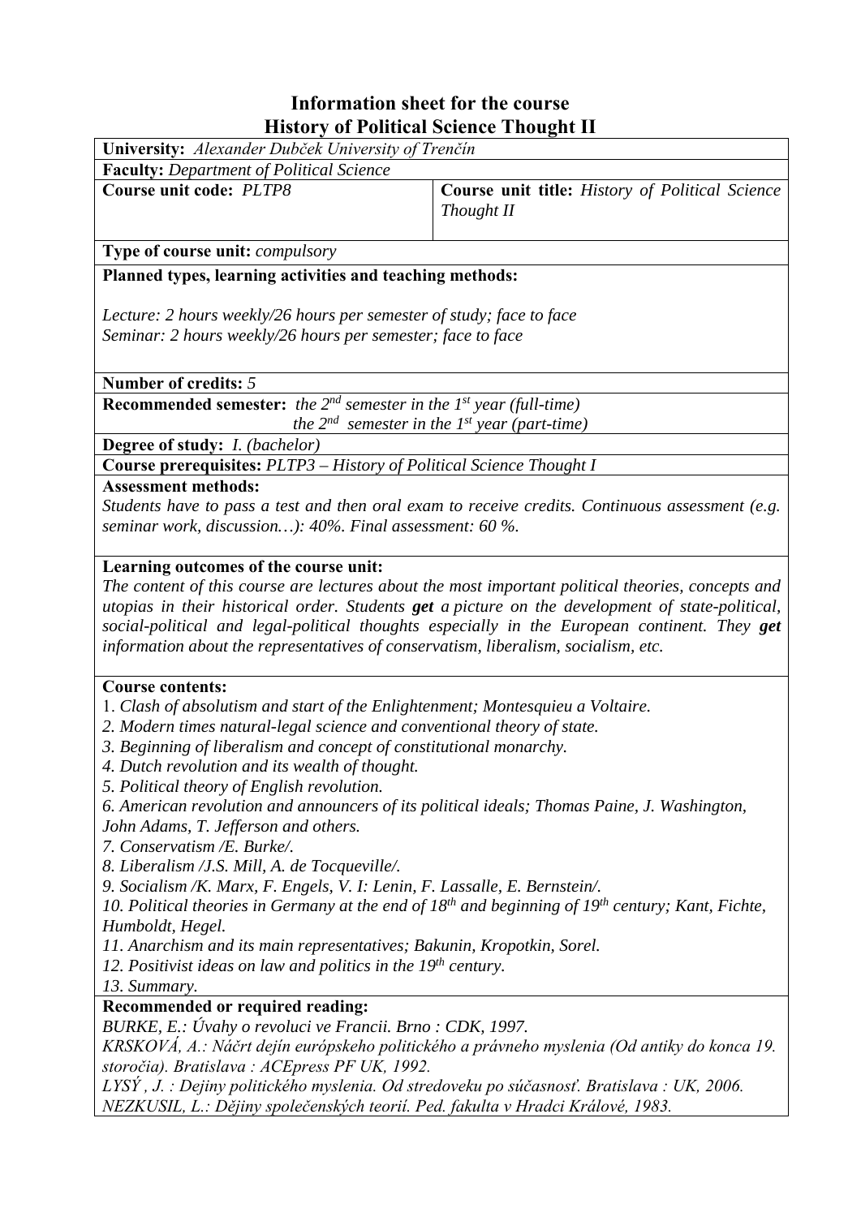# Information sheet for the course
# History of Political Science Thought II

**University:** *Alexander Dubček University of Trenčín*

**Faculty:** *Department of Political Science*

| **Course unit code:** *PLTP8* | **Course unit title:** *History of Political Science Thought II* |
|---|---|

**Type of course unit:** *compulsory*

**Planned types, learning activities and teaching methods:**

*Lecture: 2 hours weekly/26 hours per semester of study; face to face*
*Seminar: 2 hours weekly/26 hours per semester; face to face*

**Number of credits:** *5*

**Recommended semester:** *the 2nd semester in the 1st year (full-time)*
*the 2nd semester in the 1st year (part-time)*

**Degree of study:** *I. (bachelor)*

**Course prerequisites:** *PLTP3 – History of Political Science Thought I*

**Assessment methods:**
*Students have to pass a test and then oral exam to receive credits. Continuous assessment (e.g. seminar work, discussion…): 40%. Final assessment: 60 %.*

**Learning outcomes of the course unit:**
*The content of this course are lectures about the most important political theories, concepts and utopias in their historical order. Students **get** a picture on the development of state-political, social-political and legal-political thoughts especially in the European continent. They **get** information about the representatives of conservatism, liberalism, socialism, etc.*

**Course contents:**
1. *Clash of absolutism and start of the Enlightenment; Montesquieu a Voltaire.*
2. *Modern times natural-legal science and conventional theory of state.*
3. *Beginning of liberalism and concept of constitutional monarchy.*
4. *Dutch revolution and its wealth of thought.*
5. *Political theory of English revolution.*
6. *American revolution and announcers of its political ideals; Thomas Paine, J. Washington, John Adams, T. Jefferson and others.*
7. *Conservatism /E. Burke/.*
8. *Liberalism /J.S. Mill, A. de Tocqueville/.*
9. *Socialism /K. Marx, F. Engels, V. I: Lenin, F. Lassalle, E. Bernstein/.*
10. *Political theories in Germany at the end of 18th and beginning of 19th century; Kant, Fichte, Humboldt, Hegel.*
11. *Anarchism and its main representatives; Bakunin, Kropotkin, Sorel.*
12. *Positivist ideas on law and politics in the 19th century.*
13. *Summary.*

**Recommended or required reading:**
*BURKE, E.: Úvahy o revoluci ve Francii. Brno : CDK, 1997.*
*KRSKOVÁ, A.: Náčrt dejín európskeho politického a právneho myslenia (Od antiky do konca 19. storočia). Bratislava : ACEpress PF UK, 1992.*
*LYSÝ , J. : Dejiny politického myslenia. Od stredoveku po súčasnosť. Bratislava : UK, 2006.*
*NEZKUSIL, L.: Dějiny společenských teorií. Ped. fakulta v Hradci Králové, 1983.*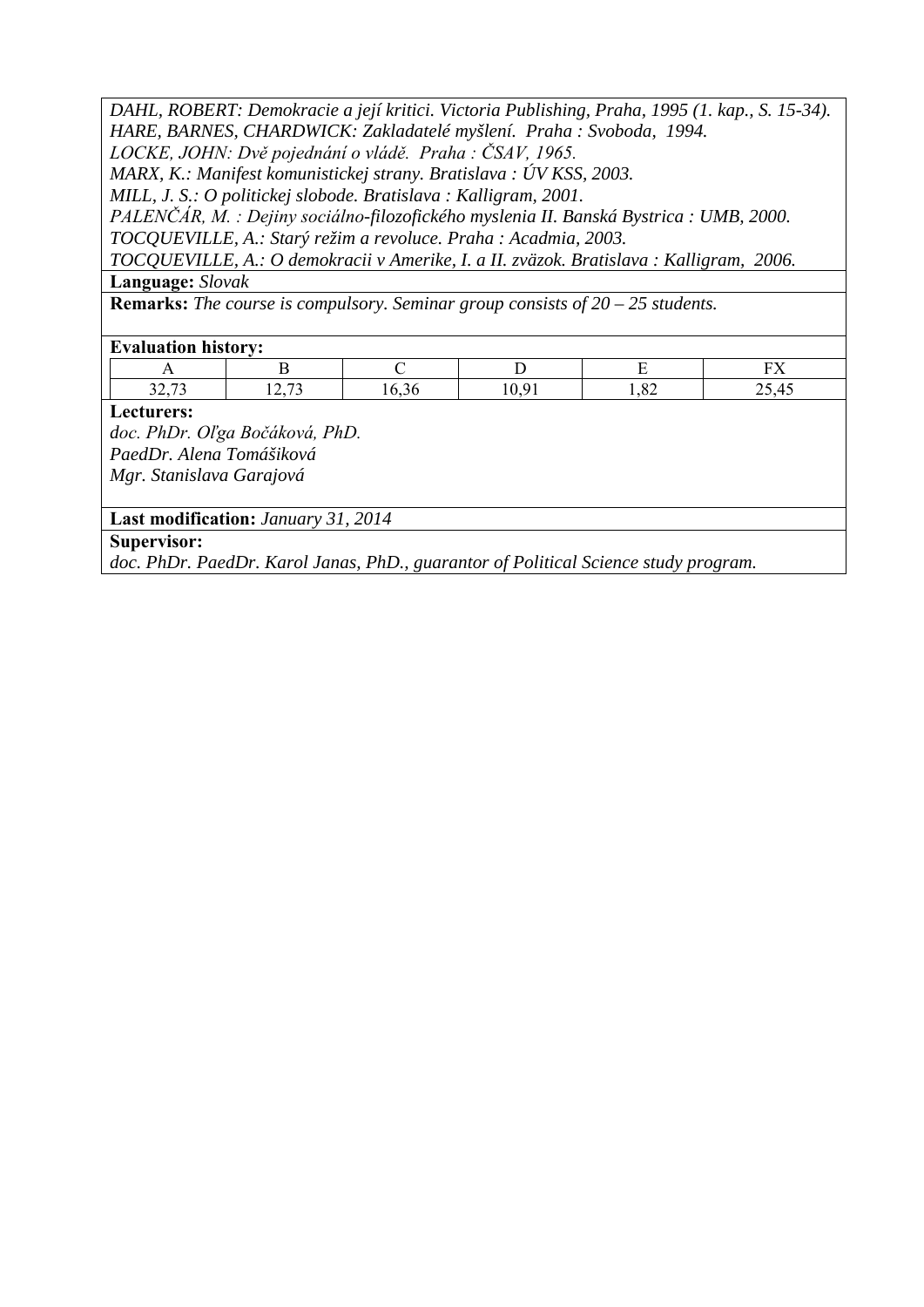*DAHL, ROBERT: Demokracie a její kritici. Victoria Publishing, Praha, 1995 (1. kap., S. 15-34).*
*HARE, BARNES, CHARDWICK: Zakladatelé myšlení. Praha : Svoboda, 1994.*
*LOCKE, JOHN: Dvě pojednání o vládě. Praha : ČSAV, 1965.*
*MARX, K.: Manifest komunistickej strany. Bratislava : ÚV KSS, 2003.*
*MILL, J. S.: O politickej slobode. Bratislava : Kalligram, 2001.*
*PALENČÁR, M. : Dejiny sociálno-filozofického myslenia II. Banská Bystrica : UMB, 2000.*
*TOCQUEVILLE, A.: Starý režim a revoluce. Praha : Acadmia, 2003.*
*TOCQUEVILLE, A.: O demokracii v Amerike, I. a II. zväzok. Bratislava : Kalligram, 2006.*

**Language:** *Slovak*

**Remarks:** *The course is compulsory. Seminar group consists of 20 – 25 students.*

**Evaluation history:**

| A | B | C | D | E | FX |
|---|---|---|---|---|---|
| 32,73 | 12,73 | 16,36 | 10,91 | 1,82 | 25,45 |

**Lecturers:**
*doc. PhDr. Oľga Bočáková, PhD.*
*PaedDr. Alena Tomášiková*
*Mgr. Stanislava Garajová*

**Last modification:** *January 31, 2014*

**Supervisor:**
*doc. PhDr. PaedDr. Karol Janas, PhD., guarantor of Political Science study program.*